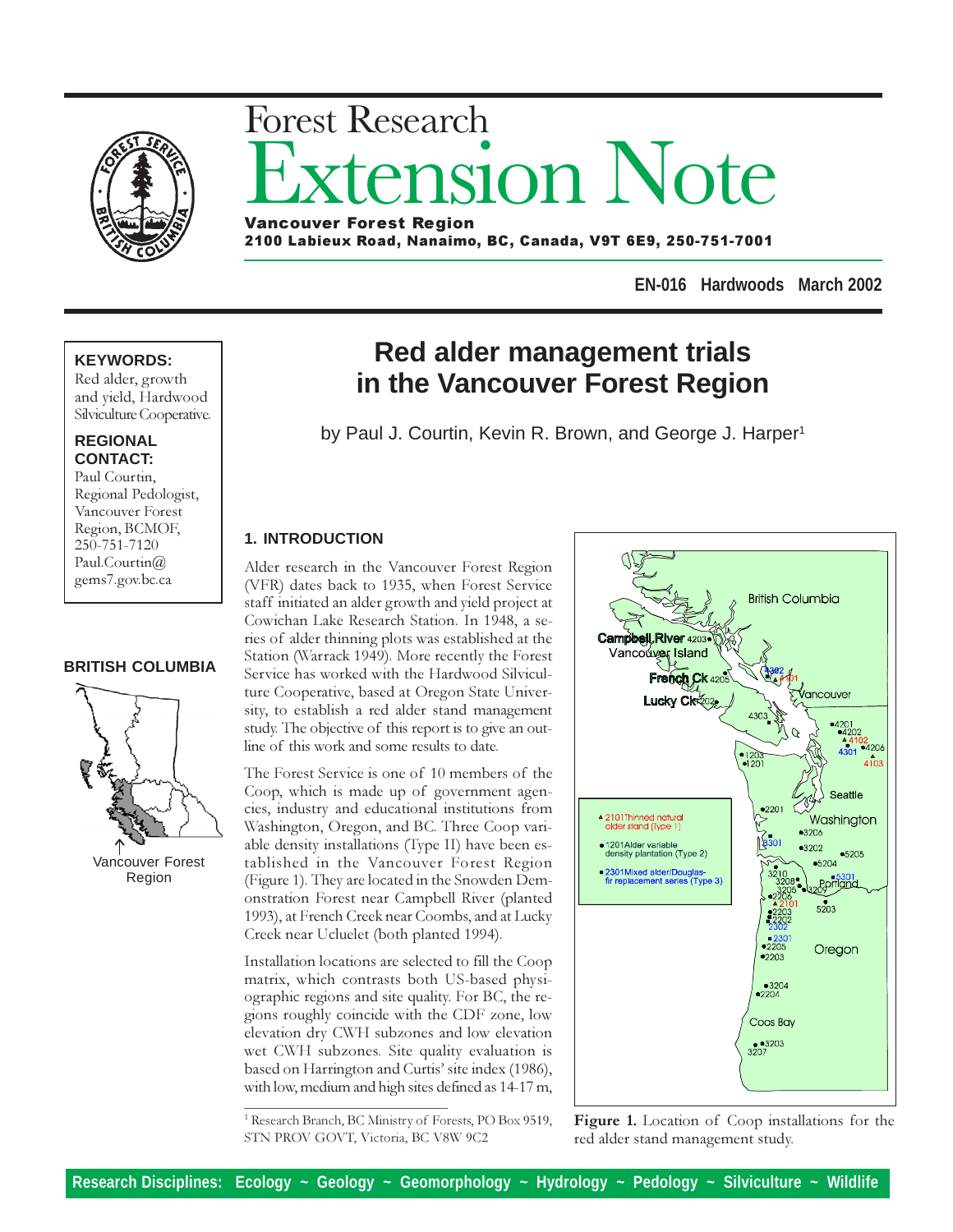Forest Research

# Extension Note

**Vancouver Forest Region**
**2100 Labieux Road, Nanaimo, BC, Canada, V9T 6E9, 250-751-7001**

**EN-016 Hardwoods March 2002**

**KEYWORDS:**
Red alder, growth and yield, Hardwood Silviculture Cooperative.

**REGIONAL CONTACT:**
Paul Courtin, Regional Pedologist, Vancouver Forest Region, BCMOF, 250-751-7120
Paul.Courtin@gems7.gov.bc.ca

**BRITISH COLUMBIA**

Vancouver Forest Region

# Red alder management trials in the Vancouver Forest Region

by Paul J. Courtin, Kevin R. Brown, and George J. Harper[1]

## 1. INTRODUCTION

Alder research in the Vancouver Forest Region (VFR) dates back to 1935, when Forest Service staff initiated an alder growth and yield project at Cowichan Lake Research Station. In 1948, a series of alder thinning plots was established at the Station (Warrack 1949). More recently the Forest Service has worked with the Hardwood Silviculture Cooperative, based at Oregon State University, to establish a red alder stand management study. The objective of this report is to give an outline of this work and some results to date.

The Forest Service is one of 10 members of the Coop, which is made up of government agencies, industry and educational institutions from Washington, Oregon, and BC. Three Coop variable density installations (Type II) have been established in the Vancouver Forest Region (Figure 1). They are located in the Snowden Demonstration Forest near Campbell River (planted 1993), at French Creek near Coombs, and at Lucky Creek near Ucluelet (both planted 1994).

Installation locations are selected to fill the Coop matrix, which contrasts both US-based physiographic regions and site quality. For BC, the regions roughly coincide with the CDF zone, low elevation dry CWH subzones and low elevation wet CWH subzones. Site quality evaluation is based on Harrington and Curtis' site index (1986), with low, medium and high sites defined as 14-17 m,

British Columbia
Campbell River 4203
Vancouver Island
French Ck 4205
Lucky Ck 4202
4302
4101
Vancouver
4303
4201
4202
4102
4301
4206
4103
1203
1201
Seattle
2201
Washington
3206
3301
3202
5205
5204
3210
3208
3205
3209
2206
2101
5301
Portland
5203
2203
2202
2302
2301
2205
2203
Oregon
3204
2204
Coos Bay
3203
3207
▲2101 Thinned natural alder stand (Type 1)
●1201 Alder variable density plantation (Type 2)
■2301 Mixed alder/Douglas-fir replacement series (Type 3)

**Figure 1.** Location of Coop installations for the red alder stand management study.

[1] Research Branch, BC Ministry of Forests, PO Box 9519, STN PROV GOVT, Victoria, BC V8W 9C2

**Research Disciplines: Ecology ~ Geology ~ Geomorphology ~ Hydrology ~ Pedology ~ Silviculture ~ Wildlife**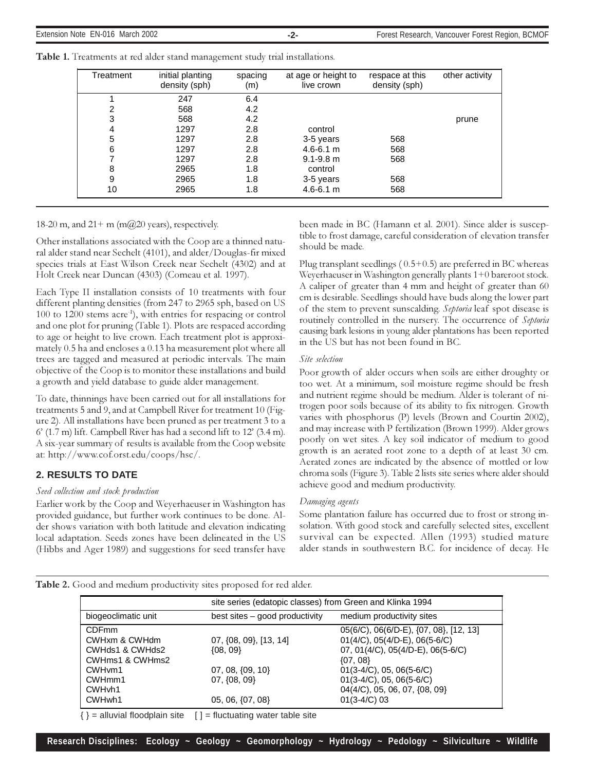**Table 1.** Treatments at red alder stand management study trial installations.

| Treatment | initial planting density (sph) | spacing (m) | at age or height to live crown | respace at this density (sph) | other activity |
|---|---|---|---|---|---|
| 1 | 247 | 6.4 | | | |
| 2 | 568 | 4.2 | | | |
| 3 | 568 | 4.2 | | | prune |
| 4 | 1297 | 2.8 | control | | |
| 5 | 1297 | 2.8 | 3-5 years | 568 | |
| 6 | 1297 | 2.8 | 4.6-6.1 m | 568 | |
| 7 | 1297 | 2.8 | 9.1-9.8 m | 568 | |
| 8 | 2965 | 1.8 | control | | |
| 9 | 2965 | 1.8 | 3-5 years | 568 | |
| 10 | 2965 | 1.8 | 4.6-6.1 m | 568 | |

18-20 m, and 21+ m (m@20 years), respectively.

Other installations associated with the Coop are a thinned natural alder stand near Sechelt (4101), and alder/Douglas-fir mixed species trials at East Wilson Creek near Sechelt (4302) and at Holt Creek near Duncan (4303) (Comeau et al. 1997).

Each Type II installation consists of 10 treatments with four different planting densities (from 247 to 2965 sph, based on US 100 to 1200 stems acre$^{-1}$), with entries for respacing or control and one plot for pruning (Table 1). Plots are respaced according to age or height to live crown. Each treatment plot is approximately 0.5 ha and encloses a 0.13 ha measurement plot where all trees are tagged and measured at periodic intervals. The main objective of the Coop is to monitor these installations and build a growth and yield database to guide alder management.

To date, thinnings have been carried out for all installations for treatments 5 and 9, and at Campbell River for treatment 10 (Figure 2). All installations have been pruned as per treatment 3 to a 6' (1.7 m) lift. Campbell River has had a second lift to 12' (3.4 m). A six-year summary of results is available from the Coop website at: http://www.cof.orst.edu/coops/hsc/.

## 2. RESULTS TO DATE

*Seed collection and stock production*

Earlier work by the Coop and Weyerhaeuser in Washington has provided guidance, but further work continues to be done. Alder shows variation with both latitude and elevation indicating local adaptation. Seeds zones have been delineated in the US (Hibbs and Ager 1989) and suggestions for seed transfer have been made in BC (Hamann et al. 2001). Since alder is susceptible to frost damage, careful consideration of elevation transfer should be made.

Plug transplant seedlings ( 0.5+0.5) are preferred in BC whereas Weyerhaeuser in Washington generally plants 1+0 bareroot stock. A caliper of greater than 4 mm and height of greater than 60 cm is desirable. Seedlings should have buds along the lower part of the stem to prevent sunscalding. *Septoria* leaf spot disease is routinely controlled in the nursery. The occurrence of *Septoria* causing bark lesions in young alder plantations has been reported in the US but has not been found in BC.

*Site selection*

Poor growth of alder occurs when soils are either droughty or too wet. At a minimum, soil moisture regime should be fresh and nutrient regime should be medium. Alder is tolerant of nitrogen poor soils because of its ability to fix nitrogen. Growth varies with phosphorus (P) levels (Brown and Courtin 2002), and may increase with P fertilization (Brown 1999). Alder grows poorly on wet sites. A key soil indicator of medium to good growth is an aerated root zone to a depth of at least 30 cm. Aerated zones are indicated by the absence of mottled or low chroma soils (Figure 3). Table 2 lists site series where alder should achieve good and medium productivity.

*Damaging agents*

Some plantation failure has occurred due to frost or strong insolation. With good stock and carefully selected sites, excellent survival can be expected. Allen (1993) studied mature alder stands in southwestern B.C. for incidence of decay. He

**Table 2.** Good and medium productivity sites proposed for red alder.

| | site series (edatopic classes) from Green and Klinka 1994 | |
|---|---|---|
| biogeoclimatic unit | best sites – good productivity | medium productivity sites |
| CDFmm | | 05(6/C), 06(6/D-E), {07, 08}, [12, 13] |
| CWHxm & CWHdm | 07, {08, 09}, [13, 14] | 01(4/C), 05(4/D-E), 06(5-6/C) |
| CWHds1 & CWHds2 | {08, 09} | 07, 01(4/C), 05(4/D-E), 06(5-6/C) |
| CWHms1 & CWHms2 | | {07, 08} |
| CWHvm1 | 07, 08, {09, 10} | 01(3-4/C), 05, 06(5-6/C) |
| CWHmm1 | 07, {08, 09} | 01(3-4/C), 05, 06(5-6/C) |
| CWHvh1 | | 04(4/C), 05, 06, 07, {08, 09} |
| CWHwh1 | 05, 06, {07, 08} | 01(3-4/C) 03 |

{ } = alluvial floodplain site [ ] = fluctuating water table site

Research Disciplines: Ecology ~ Geology ~ Geomorphology ~ Hydrology ~ Pedology ~ Silviculture ~ Wildlife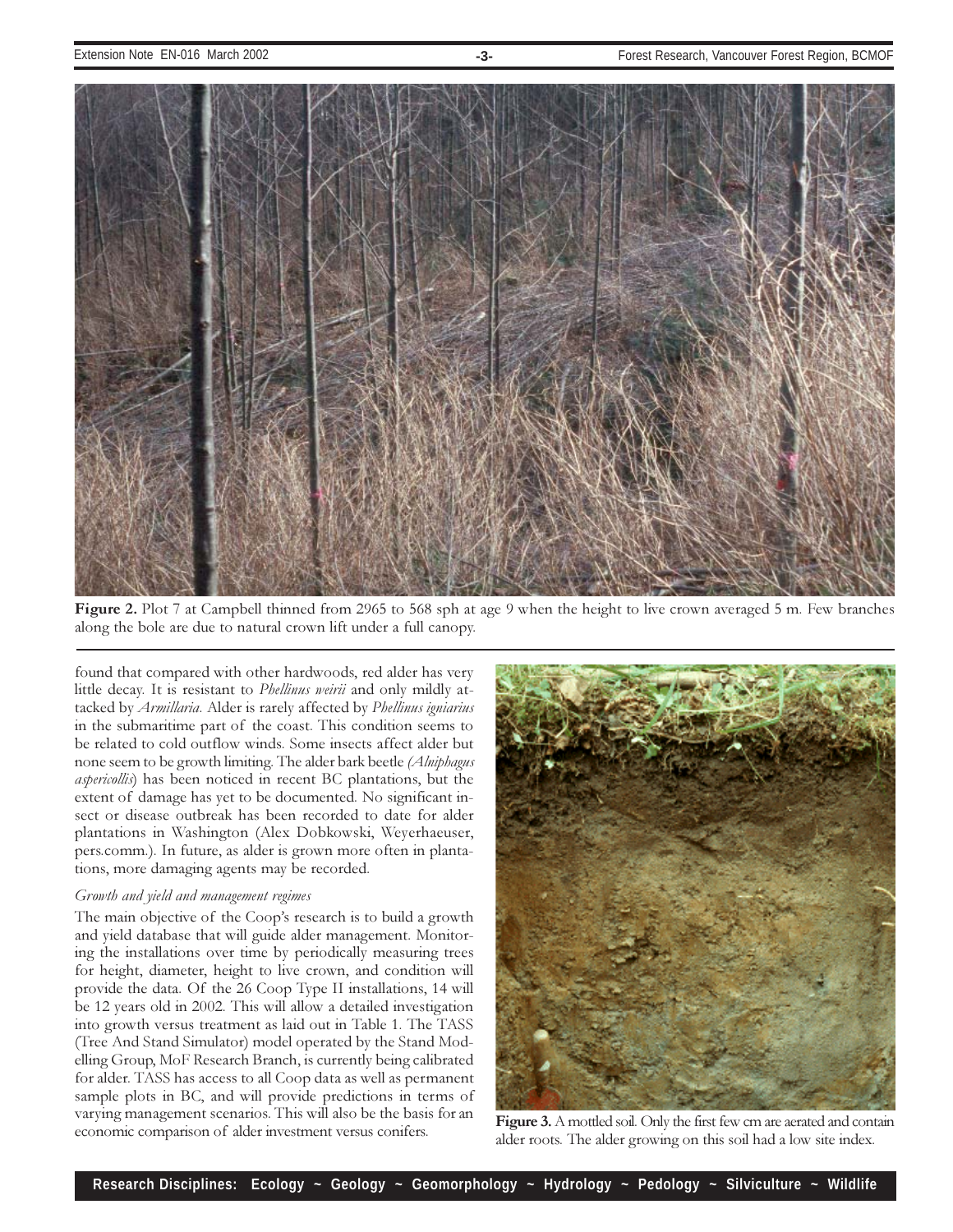Figure 2. Plot 7 at Campbell thinned from 2965 to 568 sph at age 9 when the height to live crown averaged 5 m. Few branches along the bole are due to natural crown lift under a full canopy.

found that compared with other hardwoods, red alder has very little decay. It is resistant to *Phellinus weirii* and only mildly attacked by *Armillaria.* Alder is rarely affected by *Phellinus igniarius* in the submaritime part of the coast. This condition seems to be related to cold outflow winds. Some insects affect alder but none seem to be growth limiting. The alder bark beetle *(Alniphagus aspericollis)* has been noticed in recent BC plantations, but the extent of damage has yet to be documented. No significant insect or disease outbreak has been recorded to date for alder plantations in Washington (Alex Dobkowski, Weyerhaeuser, pers.comm.). In future, as alder is grown more often in plantations, more damaging agents may be recorded.

*Growth and yield and management regimes*

The main objective of the Coop's research is to build a growth and yield database that will guide alder management. Monitoring the installations over time by periodically measuring trees for height, diameter, height to live crown, and condition will provide the data. Of the 26 Coop Type II installations, 14 will be 12 years old in 2002. This will allow a detailed investigation into growth versus treatment as laid out in Table 1. The TASS (Tree And Stand Simulator) model operated by the Stand Modelling Group, MoF Research Branch, is currently being calibrated for alder. TASS has access to all Coop data as well as permanent sample plots in BC, and will provide predictions in terms of varying management scenarios. This will also be the basis for an economic comparison of alder investment versus conifers.

**Figure 3.** A mottled soil. Only the first few cm are aerated and contain alder roots. The alder growing on this soil had a low site index.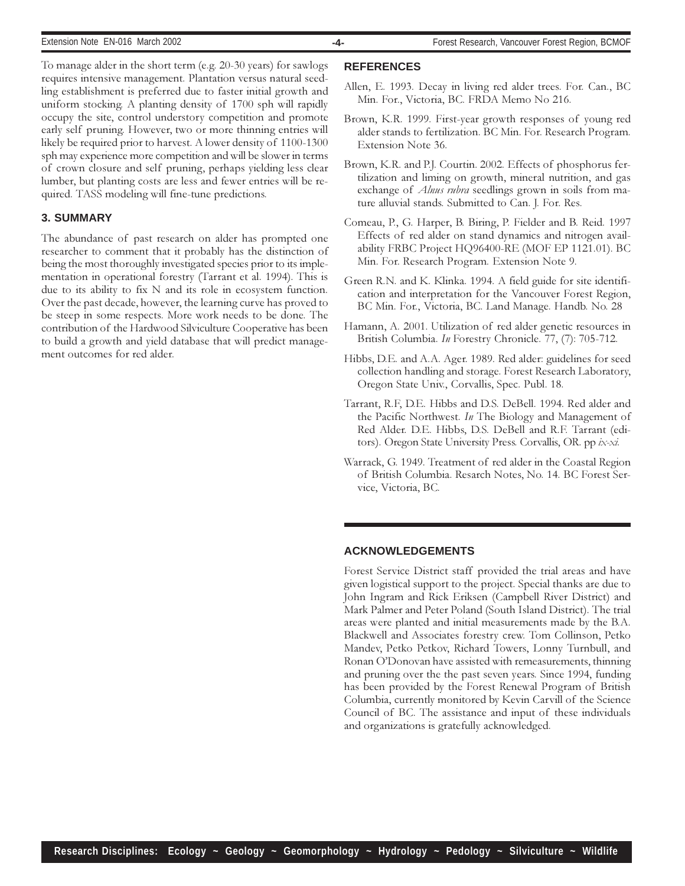To manage alder in the short term (e.g. 20-30 years) for sawlogs requires intensive management. Plantation versus natural seedling establishment is preferred due to faster initial growth and uniform stocking. A planting density of 1700 sph will rapidly occupy the site, control understory competition and promote early self pruning. However, two or more thinning entries will likely be required prior to harvest. A lower density of 1100-1300 sph may experience more competition and will be slower in terms of crown closure and self pruning, perhaps yielding less clear lumber, but planting costs are less and fewer entries will be required. TASS modeling will fine-tune predictions.

## 3. SUMMARY

The abundance of past research on alder has prompted one researcher to comment that it probably has the distinction of being the most thoroughly investigated species prior to its implementation in operational forestry (Tarrant et al. 1994). This is due to its ability to fix N and its role in ecosystem function. Over the past decade, however, the learning curve has proved to be steep in some respects. More work needs to be done. The contribution of the Hardwood Silviculture Cooperative has been to build a growth and yield database that will predict management outcomes for red alder.

## REFERENCES

Allen, E. 1993. Decay in living red alder trees. For. Can., BC Min. For., Victoria, BC. FRDA Memo No 216.

Brown, K.R. 1999. First-year growth responses of young red alder stands to fertilization. BC Min. For. Research Program. Extension Note 36.

Brown, K.R. and P.J. Courtin. 2002. Effects of phosphorus fertilization and liming on growth, mineral nutrition, and gas exchange of *Alnus rubra* seedlings grown in soils from mature alluvial stands. Submitted to Can. J. For. Res.

Comeau, P., G. Harper, B. Biring, P. Fielder and B. Reid. 1997 Effects of red alder on stand dynamics and nitrogen availability FRBC Project HQ96400-RE (MOF EP 1121.01). BC Min. For. Research Program. Extension Note 9.

Green R.N. and K. Klinka. 1994. A field guide for site identification and interpretation for the Vancouver Forest Region, BC Min. For., Victoria, BC. Land Manage. Handb. No. 28

Hamann, A. 2001. Utilization of red alder genetic resources in British Columbia. *In* Forestry Chronicle. 77, (7): 705-712.

Hibbs, D.E. and A.A. Ager. 1989. Red alder: guidelines for seed collection handling and storage. Forest Research Laboratory, Oregon State Univ., Corvallis, Spec. Publ. 18.

Tarrant, R.F, D.E. Hibbs and D.S. DeBell. 1994. Red alder and the Pacific Northwest. *In* The Biology and Management of Red Alder. D.E. Hibbs, D.S. DeBell and R.F. Tarrant (editors). Oregon State University Press. Corvallis, OR. pp *ix-xi*.

Warrack, G. 1949. Treatment of red alder in the Coastal Region of British Columbia. Resarch Notes, No. 14. BC Forest Service, Victoria, BC.

## ACKNOWLEDGEMENTS

Forest Service District staff provided the trial areas and have given logistical support to the project. Special thanks are due to John Ingram and Rick Eriksen (Campbell River District) and Mark Palmer and Peter Poland (South Island District). The trial areas were planted and initial measurements made by the B.A. Blackwell and Associates forestry crew. Tom Collinson, Petko Mandev, Petko Petkov, Richard Towers, Lonny Turnbull, and Ronan O'Donovan have assisted with remeasurements, thinning and pruning over the the past seven years. Since 1994, funding has been provided by the Forest Renewal Program of British Columbia, currently monitored by Kevin Carvill of the Science Council of BC. The assistance and input of these individuals and organizations is gratefully acknowledged.